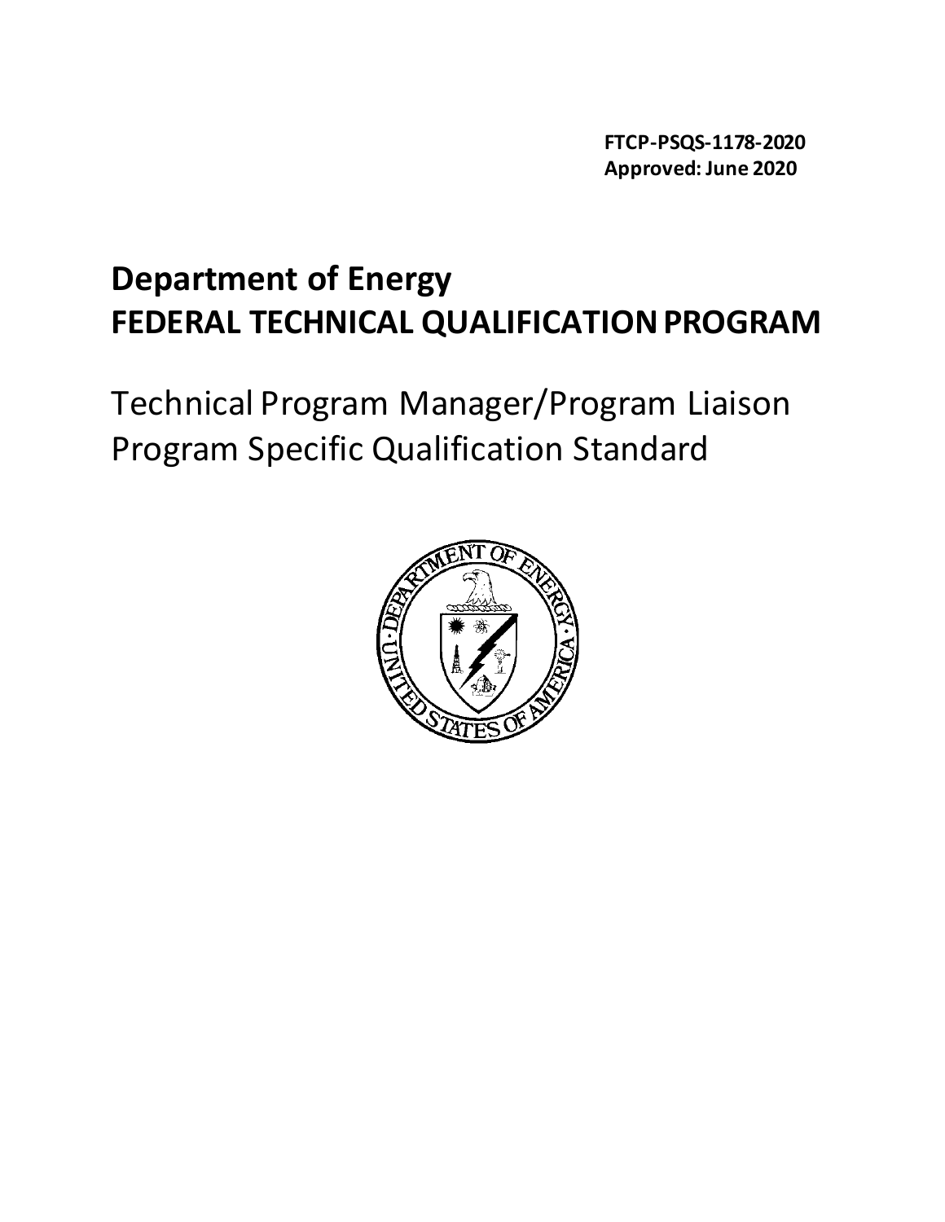**FTCP-PSQS-1178-2020**
**Approved: June 2020**

# Department of Energy
# FEDERAL TECHNICAL QUALIFICATION PROGRAM

## Technical Program Manager/Program Liaison Program Specific Qualification Standard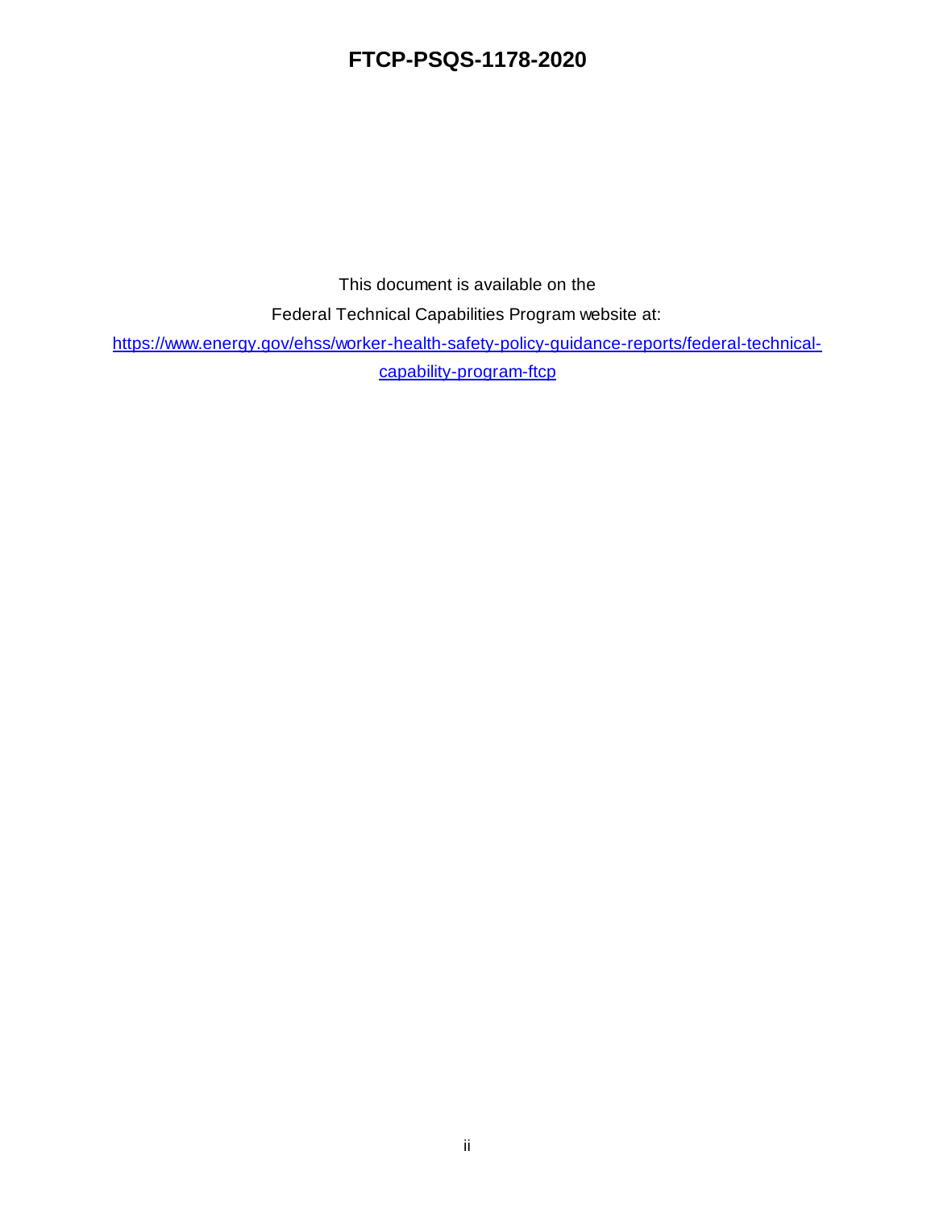This document is available on the

Federal Technical Capabilities Program website at:

[https://www.energy.gov/ehss/worker-health-safety-policy-guidance-reports/federal-technical-capability-program-ftcp](https://www.energy.gov/ehss/worker-health-safety-policy-guidance-reports/federal-technical-capability-program-ftcp)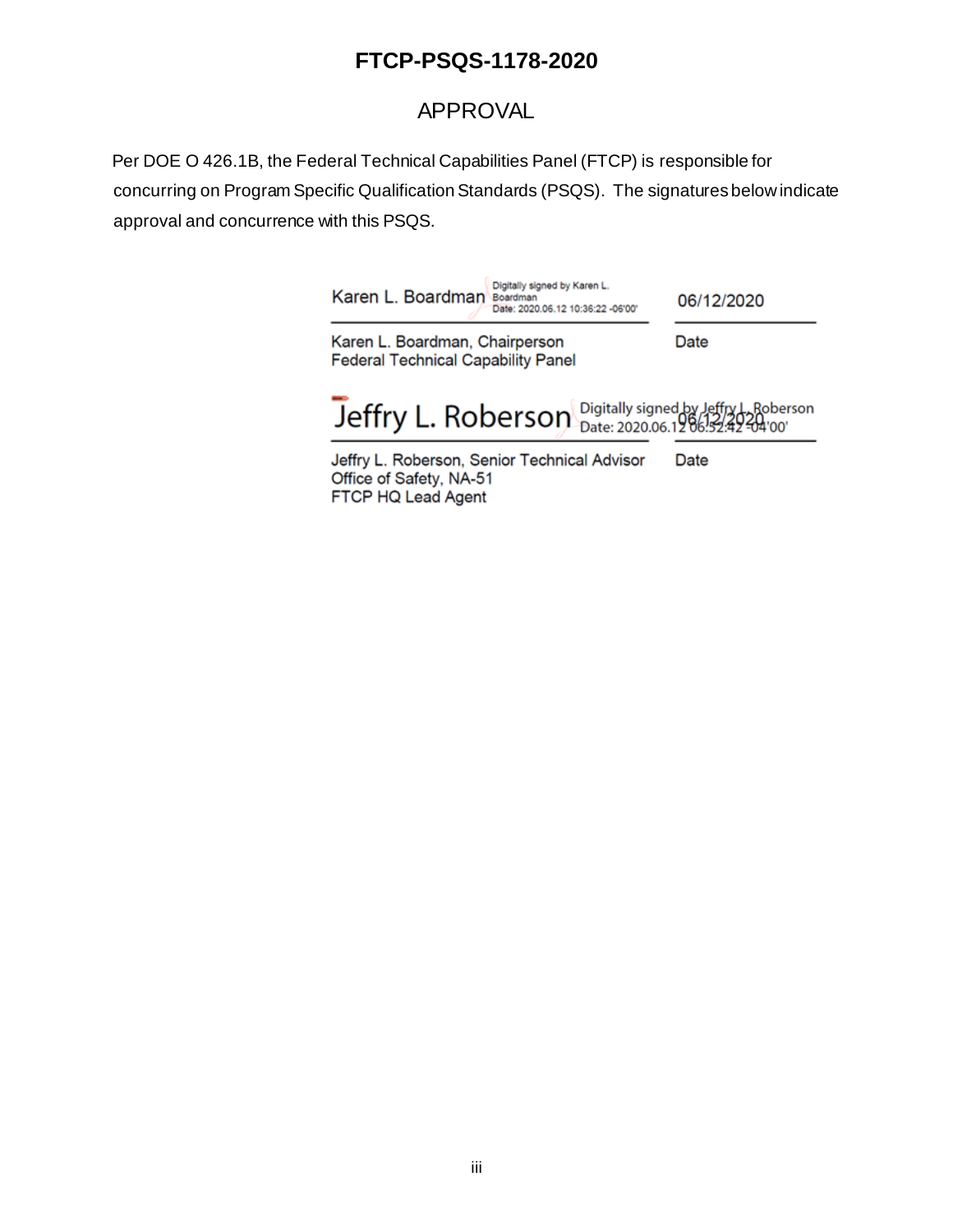# FTCP-PSQS-1178-2020

## APPROVAL

Per DOE O 426.1B, the Federal Technical Capabilities Panel (FTCP) is responsible for concurring on Program Specific Qualification Standards (PSQS). The signatures below indicate approval and concurrence with this PSQS.

Karen L. Boardman — Digitally signed by Karen L. Boardman, Date: 2020.06.12 10:36:22 -06'00' — 06/12/2020

Karen L. Boardman, Chairperson
Federal Technical Capability Panel — Date

Jeffry L. Roberson — Digitally signed by Jeffry L. Roberson, Date: 2020.06.12 06:52:42 -04'00' — 06/12/2020

Jeffry L. Roberson, Senior Technical Advisor
Office of Safety, NA-51
FTCP HQ Lead Agent — Date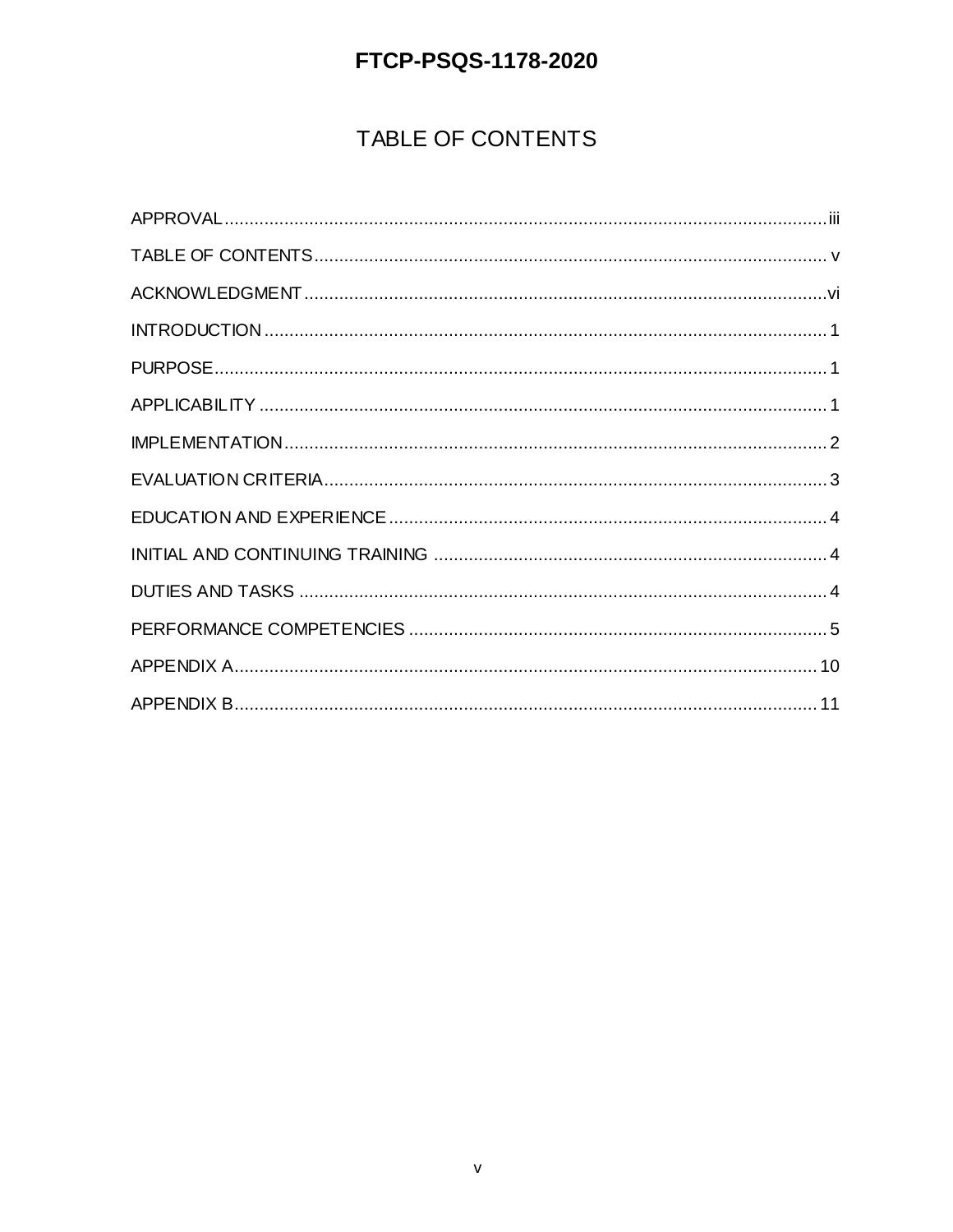# TABLE OF CONTENTS

APPROVAL .......... iii

TABLE OF CONTENTS .......... v

ACKNOWLEDGMENT .......... vi

INTRODUCTION .......... 1

PURPOSE .......... 1

APPLICABILITY .......... 1

IMPLEMENTATION .......... 2

EVALUATION CRITERIA .......... 3

EDUCATION AND EXPERIENCE .......... 4

INITIAL AND CONTINUING TRAINING .......... 4

DUTIES AND TASKS .......... 4

PERFORMANCE COMPETENCIES .......... 5

APPENDIX A .......... 10

APPENDIX B .......... 11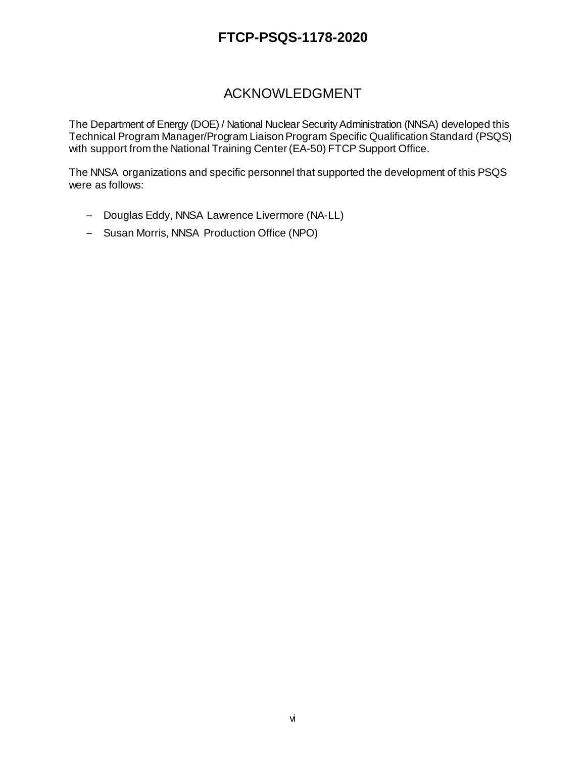# ACKNOWLEDGMENT

The Department of Energy (DOE) / National Nuclear Security Administration (NNSA) developed this Technical Program Manager/Program Liaison Program Specific Qualification Standard (PSQS) with support from the National Training Center (EA-50) FTCP Support Office.

The NNSA organizations and specific personnel that supported the development of this PSQS were as follows:

- Douglas Eddy, NNSA Lawrence Livermore (NA-LL)
- Susan Morris, NNSA Production Office (NPO)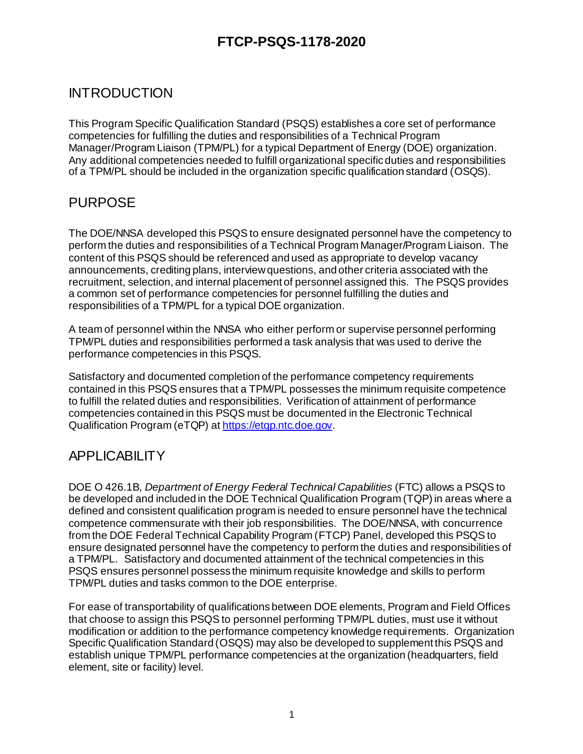## INTRODUCTION

This Program Specific Qualification Standard (PSQS) establishes a core set of performance competencies for fulfilling the duties and responsibilities of a Technical Program Manager/Program Liaison (TPM/PL) for a typical Department of Energy (DOE) organization. Any additional competencies needed to fulfill organizational specific duties and responsibilities of a TPM/PL should be included in the organization specific qualification standard (OSQS).

## PURPOSE

The DOE/NNSA developed this PSQS to ensure designated personnel have the competency to perform the duties and responsibilities of a Technical Program Manager/Program Liaison. The content of this PSQS should be referenced and used as appropriate to develop vacancy announcements, crediting plans, interview questions, and other criteria associated with the recruitment, selection, and internal placement of personnel assigned this. The PSQS provides a common set of performance competencies for personnel fulfilling the duties and responsibilities of a TPM/PL for a typical DOE organization.

A team of personnel within the NNSA who either perform or supervise personnel performing TPM/PL duties and responsibilities performed a task analysis that was used to derive the performance competencies in this PSQS.

Satisfactory and documented completion of the performance competency requirements contained in this PSQS ensures that a TPM/PL possesses the minimum requisite competence to fulfill the related duties and responsibilities. Verification of attainment of performance competencies contained in this PSQS must be documented in the Electronic Technical Qualification Program (eTQP) at [https://etqp.ntc.doe.gov](https://etqp.ntc.doe.gov).

## APPLICABILITY

DOE O 426.1B*, Department of Energy Federal Technical Capabilities* (FTC) allows a PSQS to be developed and included in the DOE Technical Qualification Program (TQP) in areas where a defined and consistent qualification program is needed to ensure personnel have the technical competence commensurate with their job responsibilities. The DOE/NNSA, with concurrence from the DOE Federal Technical Capability Program (FTCP) Panel, developed this PSQS to ensure designated personnel have the competency to perform the duties and responsibilities of a TPM/PL. Satisfactory and documented attainment of the technical competencies in this PSQS ensures personnel possess the minimum requisite knowledge and skills to perform TPM/PL duties and tasks common to the DOE enterprise.

For ease of transportability of qualifications between DOE elements, Program and Field Offices that choose to assign this PSQS to personnel performing TPM/PL duties, must use it without modification or addition to the performance competency knowledge requirements. Organization Specific Qualification Standard (OSQS) may also be developed to supplement this PSQS and establish unique TPM/PL performance competencies at the organization (headquarters, field element, site or facility) level.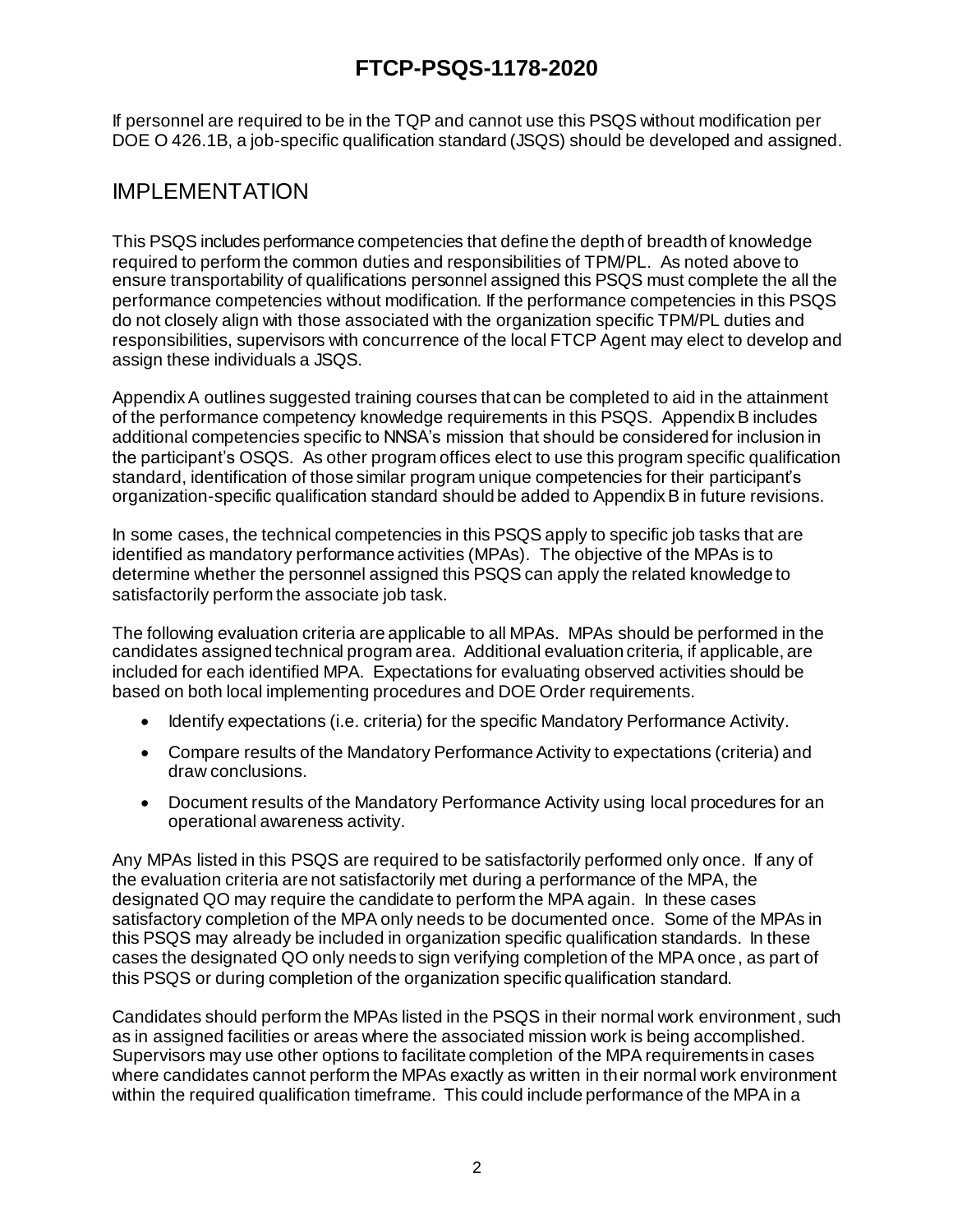If personnel are required to be in the TQP and cannot use this PSQS without modification per DOE O 426.1B, a job-specific qualification standard (JSQS) should be developed and assigned.

## IMPLEMENTATION

This PSQS includes performance competencies that define the depth of breadth of knowledge required to perform the common duties and responsibilities of TPM/PL. As noted above to ensure transportability of qualifications personnel assigned this PSQS must complete the all the performance competencies without modification. If the performance competencies in this PSQS do not closely align with those associated with the organization specific TPM/PL duties and responsibilities, supervisors with concurrence of the local FTCP Agent may elect to develop and assign these individuals a JSQS.

Appendix A outlines suggested training courses that can be completed to aid in the attainment of the performance competency knowledge requirements in this PSQS. Appendix B includes additional competencies specific to NNSA's mission that should be considered for inclusion in the participant's OSQS. As other program offices elect to use this program specific qualification standard, identification of those similar program unique competencies for their participant's organization-specific qualification standard should be added to Appendix B in future revisions.

In some cases, the technical competencies in this PSQS apply to specific job tasks that are identified as mandatory performance activities (MPAs). The objective of the MPAs is to determine whether the personnel assigned this PSQS can apply the related knowledge to satisfactorily perform the associate job task.

The following evaluation criteria are applicable to all MPAs. MPAs should be performed in the candidates assigned technical program area. Additional evaluation criteria, if applicable, are included for each identified MPA. Expectations for evaluating observed activities should be based on both local implementing procedures and DOE Order requirements.

- Identify expectations (i.e. criteria) for the specific Mandatory Performance Activity.
- Compare results of the Mandatory Performance Activity to expectations (criteria) and draw conclusions.
- Document results of the Mandatory Performance Activity using local procedures for an operational awareness activity.

Any MPAs listed in this PSQS are required to be satisfactorily performed only once. If any of the evaluation criteria are not satisfactorily met during a performance of the MPA, the designated QO may require the candidate to perform the MPA again. In these cases satisfactory completion of the MPA only needs to be documented once. Some of the MPAs in this PSQS may already be included in organization specific qualification standards. In these cases the designated QO only needs to sign verifying completion of the MPA once, as part of this PSQS or during completion of the organization specific qualification standard.

Candidates should perform the MPAs listed in the PSQS in their normal work environment, such as in assigned facilities or areas where the associated mission work is being accomplished. Supervisors may use other options to facilitate completion of the MPA requirements in cases where candidates cannot perform the MPAs exactly as written in their normal work environment within the required qualification timeframe. This could include performance of the MPA in a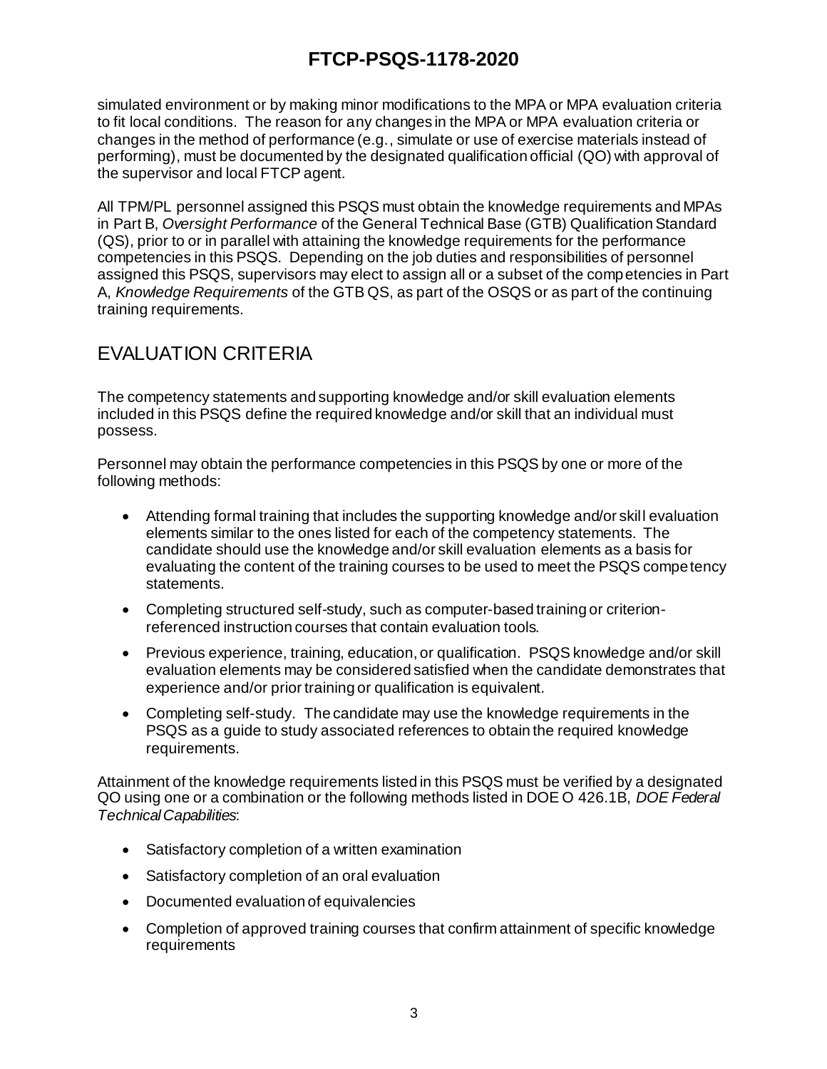simulated environment or by making minor modifications to the MPA or MPA evaluation criteria to fit local conditions. The reason for any changes in the MPA or MPA evaluation criteria or changes in the method of performance (e.g., simulate or use of exercise materials instead of performing), must be documented by the designated qualification official (QO) with approval of the supervisor and local FTCP agent.

All TPM/PL personnel assigned this PSQS must obtain the knowledge requirements and MPAs in Part B, *Oversight Performance* of the General Technical Base (GTB) Qualification Standard (QS), prior to or in parallel with attaining the knowledge requirements for the performance competencies in this PSQS. Depending on the job duties and responsibilities of personnel assigned this PSQS, supervisors may elect to assign all or a subset of the competencies in Part A, *Knowledge Requirements* of the GTB QS, as part of the OSQS or as part of the continuing training requirements.

## EVALUATION CRITERIA

The competency statements and supporting knowledge and/or skill evaluation elements included in this PSQS define the required knowledge and/or skill that an individual must possess.

Personnel may obtain the performance competencies in this PSQS by one or more of the following methods:

- Attending formal training that includes the supporting knowledge and/or skill evaluation elements similar to the ones listed for each of the competency statements. The candidate should use the knowledge and/or skill evaluation elements as a basis for evaluating the content of the training courses to be used to meet the PSQS competency statements.
- Completing structured self-study, such as computer-based training or criterion-referenced instruction courses that contain evaluation tools.
- Previous experience, training, education, or qualification. PSQS knowledge and/or skill evaluation elements may be considered satisfied when the candidate demonstrates that experience and/or prior training or qualification is equivalent.
- Completing self-study. The candidate may use the knowledge requirements in the PSQS as a guide to study associated references to obtain the required knowledge requirements.

Attainment of the knowledge requirements listed in this PSQS must be verified by a designated QO using one or a combination or the following methods listed in DOE O 426.1B, *DOE Federal Technical Capabilities*:

- Satisfactory completion of a written examination
- Satisfactory completion of an oral evaluation
- Documented evaluation of equivalencies
- Completion of approved training courses that confirm attainment of specific knowledge requirements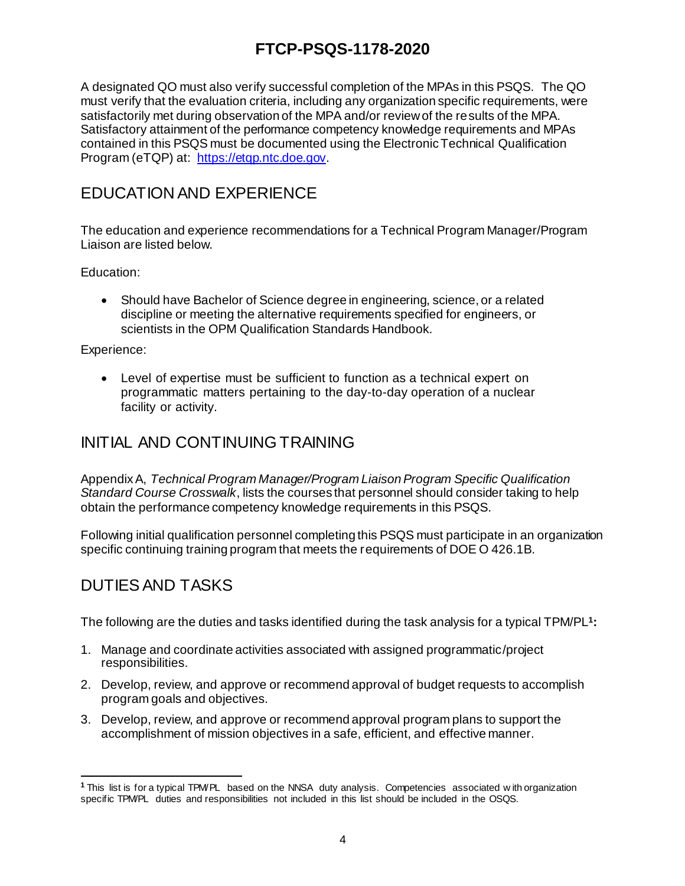A designated QO must also verify successful completion of the MPAs in this PSQS. The QO must verify that the evaluation criteria, including any organization specific requirements, were satisfactorily met during observation of the MPA and/or review of the results of the MPA. Satisfactory attainment of the performance competency knowledge requirements and MPAs contained in this PSQS must be documented using the Electronic Technical Qualification Program (eTQP) at: https://etqp.ntc.doe.gov.

## EDUCATION AND EXPERIENCE

The education and experience recommendations for a Technical Program Manager/Program Liaison are listed below.

Education:

- Should have Bachelor of Science degree in engineering, science, or a related discipline or meeting the alternative requirements specified for engineers, or scientists in the OPM Qualification Standards Handbook.

Experience:

- Level of expertise must be sufficient to function as a technical expert on programmatic matters pertaining to the day-to-day operation of a nuclear facility or activity.

## INITIAL AND CONTINUING TRAINING

Appendix A, *Technical Program Manager/Program Liaison Program Specific Qualification Standard Course Crosswalk*, lists the courses that personnel should consider taking to help obtain the performance competency knowledge requirements in this PSQS.

Following initial qualification personnel completing this PSQS must participate in an organization specific continuing training program that meets the requirements of DOE O 426.1B.

## DUTIES AND TASKS

The following are the duties and tasks identified during the task analysis for a typical TPM/PL[1]**:**

1. Manage and coordinate activities associated with assigned programmatic/project responsibilities.
2. Develop, review, and approve or recommend approval of budget requests to accomplish program goals and objectives.
3. Develop, review, and approve or recommend approval program plans to support the accomplishment of mission objectives in a safe, efficient, and effective manner.

---

[1] This list is for a typical TPM/PL based on the NNSA duty analysis. Competencies associated with organization specific TPM/PL duties and responsibilities not included in this list should be included in the OSQS.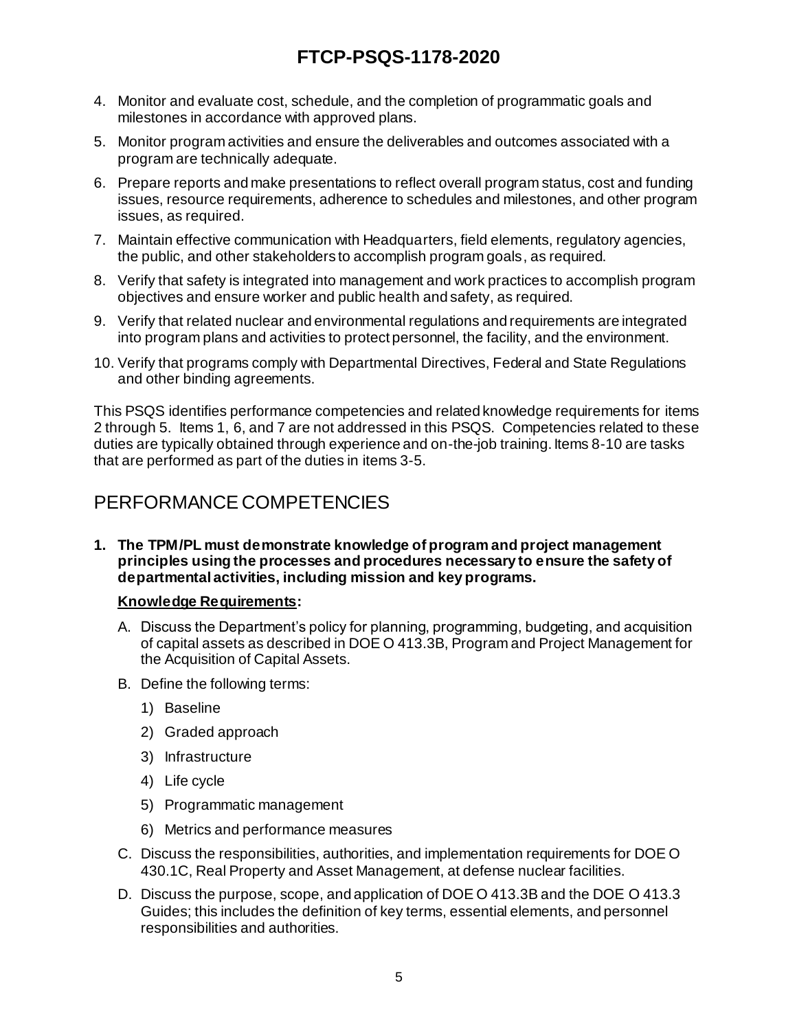4. Monitor and evaluate cost, schedule, and the completion of programmatic goals and milestones in accordance with approved plans.
5. Monitor program activities and ensure the deliverables and outcomes associated with a program are technically adequate.
6. Prepare reports and make presentations to reflect overall program status, cost and funding issues, resource requirements, adherence to schedules and milestones, and other program issues, as required.
7. Maintain effective communication with Headquarters, field elements, regulatory agencies, the public, and other stakeholders to accomplish program goals, as required.
8. Verify that safety is integrated into management and work practices to accomplish program objectives and ensure worker and public health and safety, as required.
9. Verify that related nuclear and environmental regulations and requirements are integrated into program plans and activities to protect personnel, the facility, and the environment.
10. Verify that programs comply with Departmental Directives, Federal and State Regulations and other binding agreements.

This PSQS identifies performance competencies and related knowledge requirements for items 2 through 5. Items 1, 6, and 7 are not addressed in this PSQS. Competencies related to these duties are typically obtained through experience and on-the-job training. Items 8-10 are tasks that are performed as part of the duties in items 3-5.

## PERFORMANCE COMPETENCIES

**1. The TPM/PL must demonstrate knowledge of program and project management principles using the processes and procedures necessary to ensure the safety of departmental activities, including mission and key programs.**

**Knowledge Requirements:**

A. Discuss the Department's policy for planning, programming, budgeting, and acquisition of capital assets as described in DOE O 413.3B, Program and Project Management for the Acquisition of Capital Assets.

B. Define the following terms:

   1) Baseline
   2) Graded approach
   3) Infrastructure
   4) Life cycle
   5) Programmatic management
   6) Metrics and performance measures

C. Discuss the responsibilities, authorities, and implementation requirements for DOE O 430.1C, Real Property and Asset Management, at defense nuclear facilities.

D. Discuss the purpose, scope, and application of DOE O 413.3B and the DOE O 413.3 Guides; this includes the definition of key terms, essential elements, and personnel responsibilities and authorities.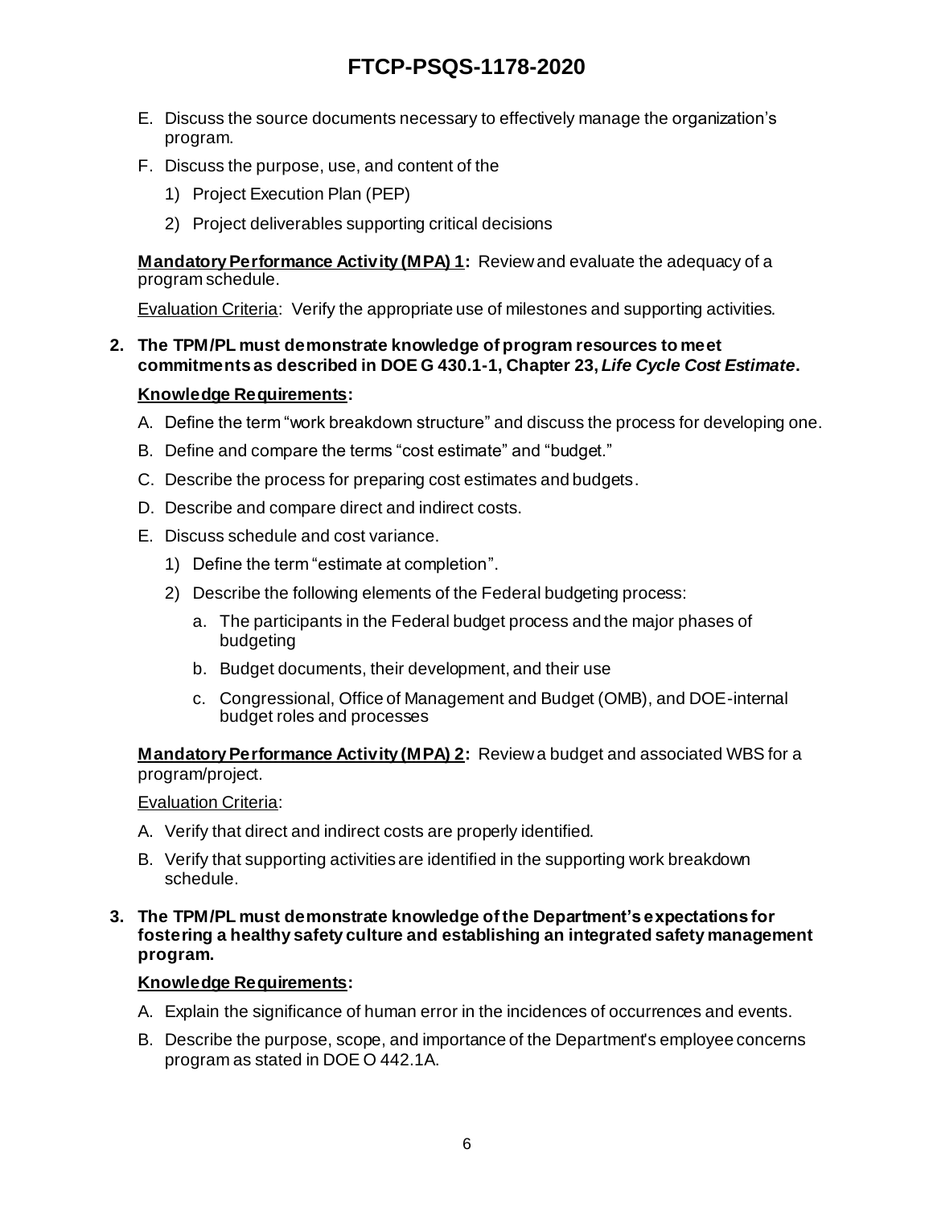E. Discuss the source documents necessary to effectively manage the organization's program.

F. Discuss the purpose, use, and content of the

   1) Project Execution Plan (PEP)

   2) Project deliverables supporting critical decisions

**Mandatory Performance Activity (MPA) 1:** Review and evaluate the adequacy of a program schedule.

Evaluation Criteria: Verify the appropriate use of milestones and supporting activities.

**2. The TPM/PL must demonstrate knowledge of program resources to meet commitments as described in DOE G 430.1-1, Chapter 23, *Life Cycle Cost Estimate*.**

**Knowledge Requirements:**

A. Define the term "work breakdown structure" and discuss the process for developing one.

B. Define and compare the terms "cost estimate" and "budget."

C. Describe the process for preparing cost estimates and budgets.

D. Describe and compare direct and indirect costs.

E. Discuss schedule and cost variance.

   1) Define the term "estimate at completion".

   2) Describe the following elements of the Federal budgeting process:

      a. The participants in the Federal budget process and the major phases of budgeting

      b. Budget documents, their development, and their use

      c. Congressional, Office of Management and Budget (OMB), and DOE-internal budget roles and processes

**Mandatory Performance Activity (MPA) 2:** Review a budget and associated WBS for a program/project.

Evaluation Criteria:

A. Verify that direct and indirect costs are properly identified.

B. Verify that supporting activities are identified in the supporting work breakdown schedule.

**3. The TPM/PL must demonstrate knowledge of the Department's expectations for fostering a healthy safety culture and establishing an integrated safety management program.**

**Knowledge Requirements:**

A. Explain the significance of human error in the incidences of occurrences and events.

B. Describe the purpose, scope, and importance of the Department's employee concerns program as stated in DOE O 442.1A.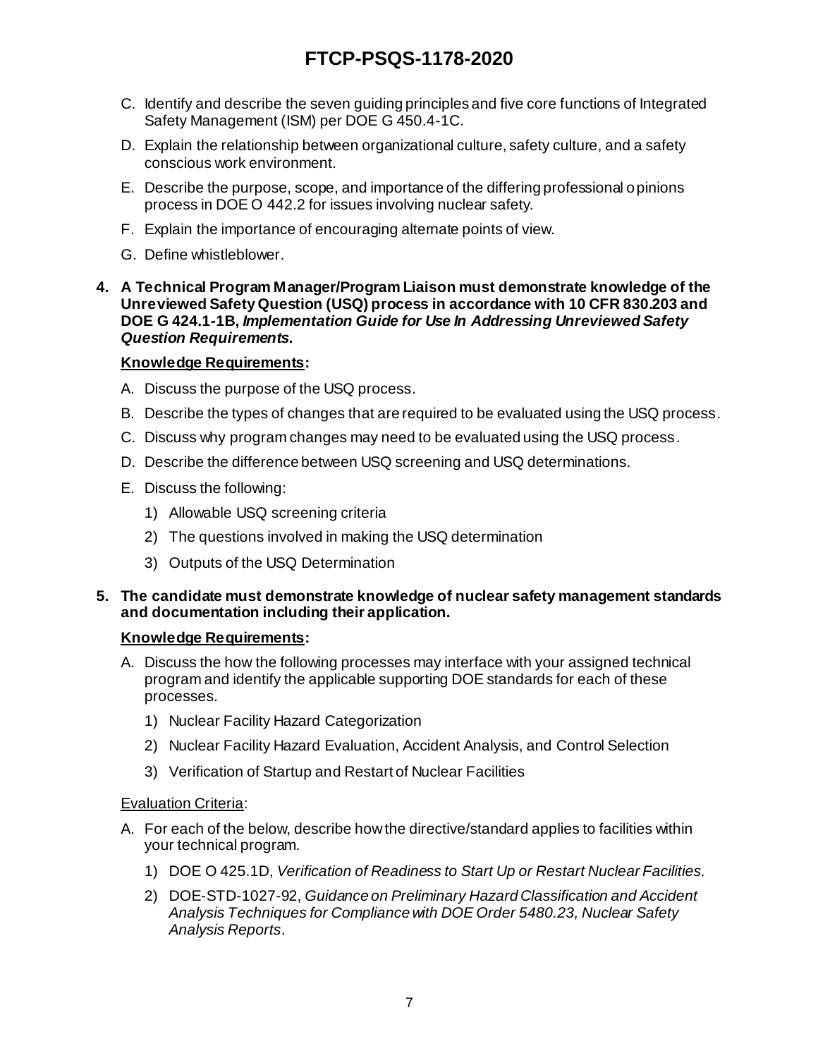C. Identify and describe the seven guiding principles and five core functions of Integrated Safety Management (ISM) per DOE G 450.4-1C.

D. Explain the relationship between organizational culture, safety culture, and a safety conscious work environment.

E. Describe the purpose, scope, and importance of the differing professional opinions process in DOE O 442.2 for issues involving nuclear safety.

F. Explain the importance of encouraging alternate points of view.

G. Define whistleblower.

**4. A Technical Program Manager/Program Liaison must demonstrate knowledge of the Unreviewed Safety Question (USQ) process in accordance with 10 CFR 830.203 and DOE G 424.1-1B, *Implementation Guide for Use In Addressing Unreviewed Safety Question Requirements*.**

**<u>Knowledge Requirements</u>:**

A. Discuss the purpose of the USQ process.

B. Describe the types of changes that are required to be evaluated using the USQ process.

C. Discuss why program changes may need to be evaluated using the USQ process.

D. Describe the difference between USQ screening and USQ determinations.

E. Discuss the following:

   1) Allowable USQ screening criteria
   2) The questions involved in making the USQ determination
   3) Outputs of the USQ Determination

**5. The candidate must demonstrate knowledge of nuclear safety management standards and documentation including their application.**

**<u>Knowledge Requirements</u>:**

A. Discuss the how the following processes may interface with your assigned technical program and identify the applicable supporting DOE standards for each of these processes.

   1) Nuclear Facility Hazard Categorization
   2) Nuclear Facility Hazard Evaluation, Accident Analysis, and Control Selection
   3) Verification of Startup and Restart of Nuclear Facilities

<u>Evaluation Criteria</u>:

A. For each of the below, describe how the directive/standard applies to facilities within your technical program.

   1) DOE O 425.1D, *Verification of Readiness to Start Up or Restart Nuclear Facilities*.
   2) DOE-STD-1027-92, *Guidance on Preliminary Hazard Classification and Accident Analysis Techniques for Compliance with DOE Order 5480.23, Nuclear Safety Analysis Reports*.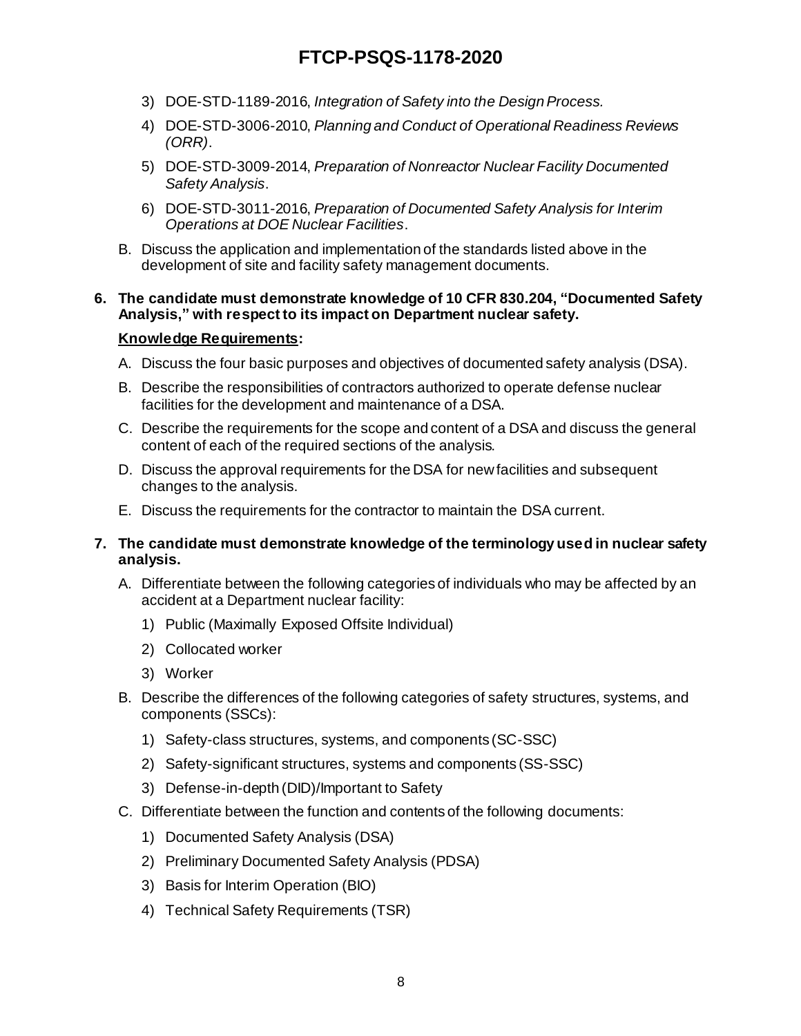3) DOE-STD-1189-2016, *Integration of Safety into the Design Process.*
4) DOE-STD-3006-2010, *Planning and Conduct of Operational Readiness Reviews (ORR)*.
5) DOE-STD-3009-2014, *Preparation of Nonreactor Nuclear Facility Documented Safety Analysis*.
6) DOE-STD-3011-2016, *Preparation of Documented Safety Analysis for Interim Operations at DOE Nuclear Facilities*.

B. Discuss the application and implementation of the standards listed above in the development of site and facility safety management documents.

**6. The candidate must demonstrate knowledge of 10 CFR 830.204, "Documented Safety Analysis," with respect to its impact on Department nuclear safety.**

**Knowledge Requirements:**

A. Discuss the four basic purposes and objectives of documented safety analysis (DSA).

B. Describe the responsibilities of contractors authorized to operate defense nuclear facilities for the development and maintenance of a DSA.

C. Describe the requirements for the scope and content of a DSA and discuss the general content of each of the required sections of the analysis.

D. Discuss the approval requirements for the DSA for new facilities and subsequent changes to the analysis.

E. Discuss the requirements for the contractor to maintain the DSA current.

**7. The candidate must demonstrate knowledge of the terminology used in nuclear safety analysis.**

A. Differentiate between the following categories of individuals who may be affected by an accident at a Department nuclear facility:
   1) Public (Maximally Exposed Offsite Individual)
   2) Collocated worker
   3) Worker

B. Describe the differences of the following categories of safety structures, systems, and components (SSCs):
   1) Safety-class structures, systems, and components (SC-SSC)
   2) Safety-significant structures, systems and components (SS-SSC)
   3) Defense-in-depth (DID)/Important to Safety

C. Differentiate between the function and contents of the following documents:
   1) Documented Safety Analysis (DSA)
   2) Preliminary Documented Safety Analysis (PDSA)
   3) Basis for Interim Operation (BIO)
   4) Technical Safety Requirements (TSR)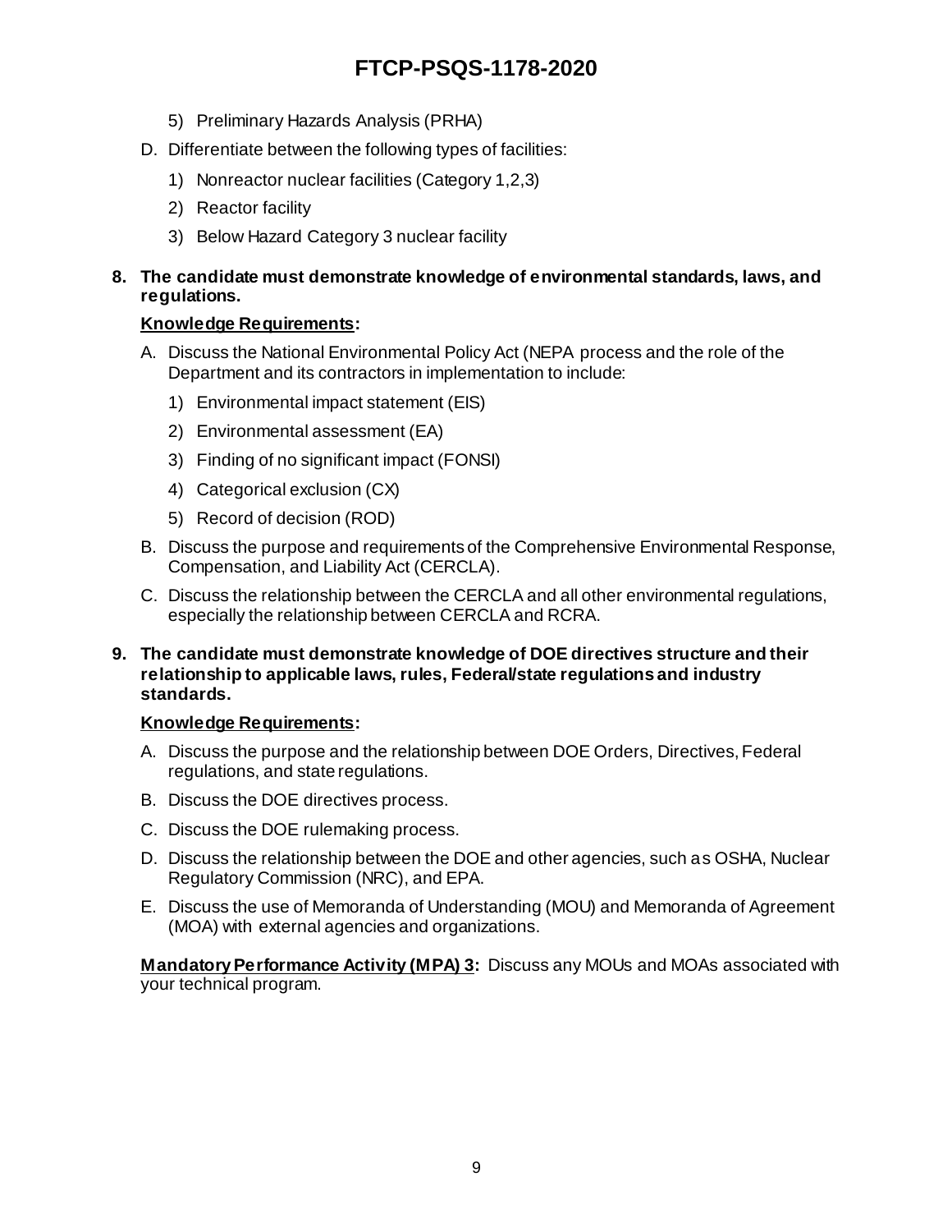5) Preliminary Hazards Analysis (PRHA)

D. Differentiate between the following types of facilities:

1) Nonreactor nuclear facilities (Category 1,2,3)
2) Reactor facility
3) Below Hazard Category 3 nuclear facility

**8. The candidate must demonstrate knowledge of environmental standards, laws, and regulations.**

**Knowledge Requirements:**

A. Discuss the National Environmental Policy Act (NEPA process and the role of the Department and its contractors in implementation to include:

1) Environmental impact statement (EIS)
2) Environmental assessment (EA)
3) Finding of no significant impact (FONSI)
4) Categorical exclusion (CX)
5) Record of decision (ROD)

B. Discuss the purpose and requirements of the Comprehensive Environmental Response, Compensation, and Liability Act (CERCLA).

C. Discuss the relationship between the CERCLA and all other environmental regulations, especially the relationship between CERCLA and RCRA.

**9. The candidate must demonstrate knowledge of DOE directives structure and their relationship to applicable laws, rules, Federal/state regulations and industry standards.**

**Knowledge Requirements:**

A. Discuss the purpose and the relationship between DOE Orders, Directives, Federal regulations, and state regulations.

B. Discuss the DOE directives process.

C. Discuss the DOE rulemaking process.

D. Discuss the relationship between the DOE and other agencies, such as OSHA, Nuclear Regulatory Commission (NRC), and EPA.

E. Discuss the use of Memoranda of Understanding (MOU) and Memoranda of Agreement (MOA) with external agencies and organizations.

**Mandatory Performance Activity (MPA) 3:** Discuss any MOUs and MOAs associated with your technical program.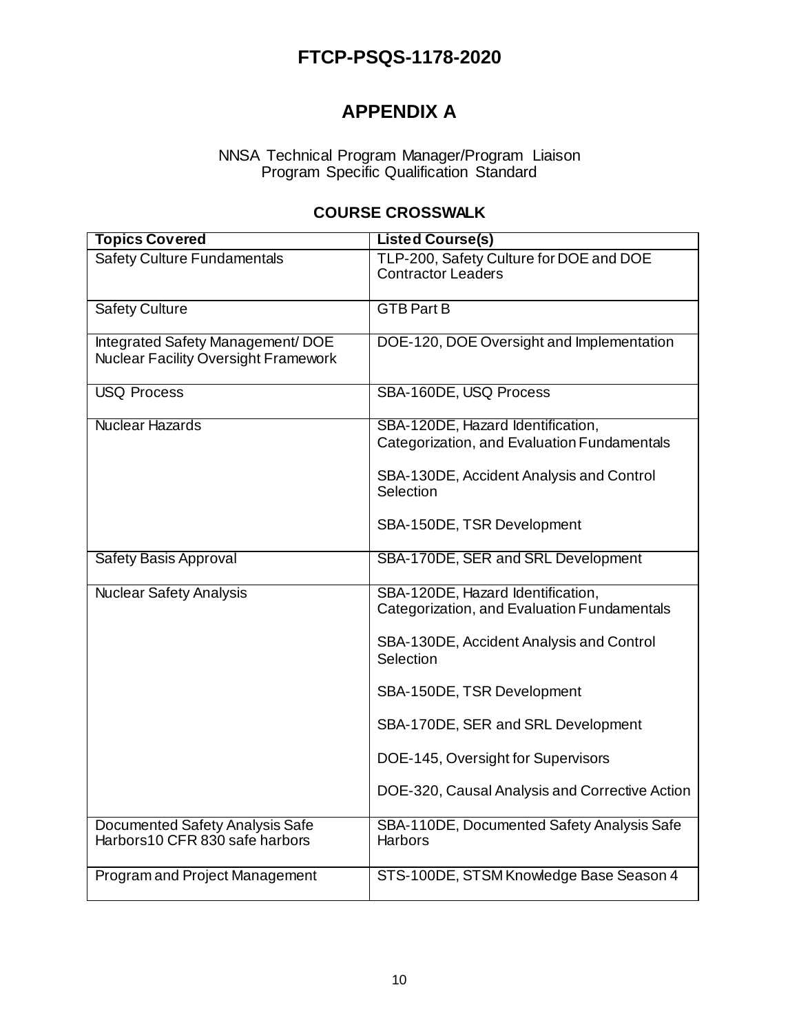# APPENDIX A

NNSA Technical Program Manager/Program Liaison
Program Specific Qualification Standard

## COURSE CROSSWALK

| Topics Covered | Listed Course(s) |
|---|---|
| Safety Culture Fundamentals | TLP-200, Safety Culture for DOE and DOE Contractor Leaders |
| Safety Culture | GTB Part B |
| Integrated Safety Management/ DOE Nuclear Facility Oversight Framework | DOE-120, DOE Oversight and Implementation |
| USQ Process | SBA-160DE, USQ Process |
| Nuclear Hazards | SBA-120DE, Hazard Identification, Categorization, and Evaluation Fundamentals<br><br>SBA-130DE, Accident Analysis and Control Selection<br><br>SBA-150DE, TSR Development |
| Safety Basis Approval | SBA-170DE, SER and SRL Development |
| Nuclear Safety Analysis | SBA-120DE, Hazard Identification, Categorization, and Evaluation Fundamentals<br><br>SBA-130DE, Accident Analysis and Control Selection<br><br>SBA-150DE, TSR Development<br><br>SBA-170DE, SER and SRL Development<br><br>DOE-145, Oversight for Supervisors<br><br>DOE-320, Causal Analysis and Corrective Action |
| Documented Safety Analysis Safe Harbors10 CFR 830 safe harbors | SBA-110DE, Documented Safety Analysis Safe Harbors |
| Program and Project Management | STS-100DE, STSM Knowledge Base Season 4 |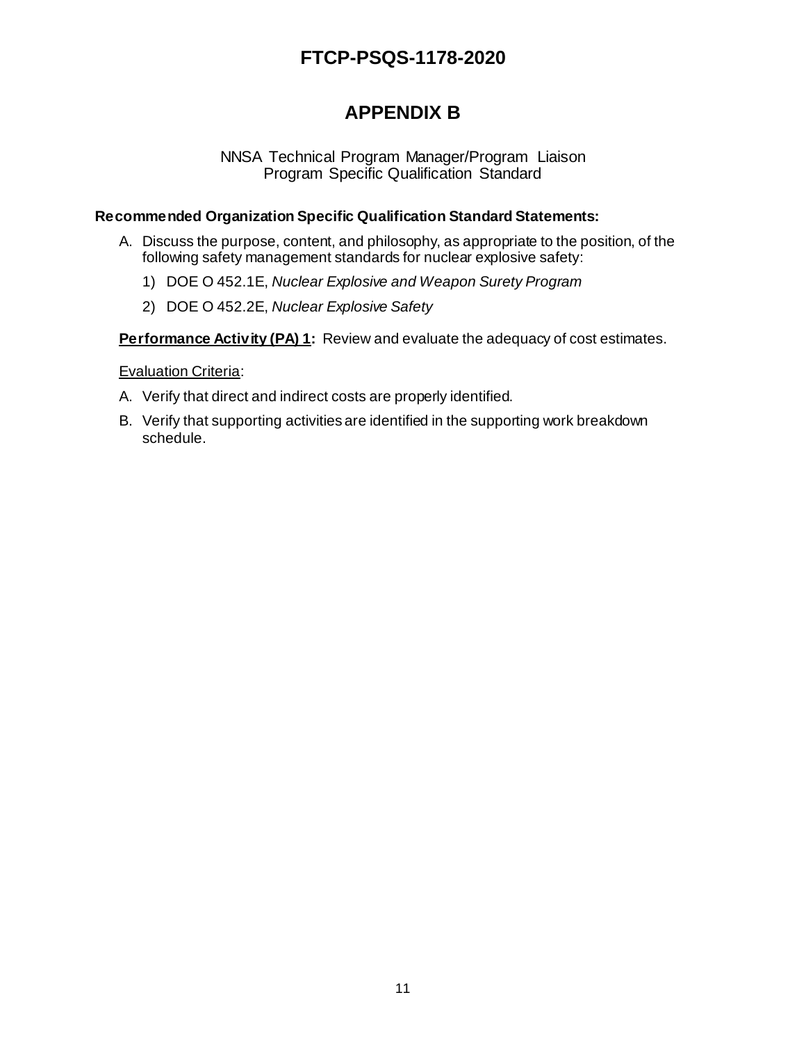# APPENDIX B

NNSA Technical Program Manager/Program Liaison
Program Specific Qualification Standard

**Recommended Organization Specific Qualification Standard Statements:**

A. Discuss the purpose, content, and philosophy, as appropriate to the position, of the following safety management standards for nuclear explosive safety:

   1) DOE O 452.1E, *Nuclear Explosive and Weapon Surety Program*
   2) DOE O 452.2E, *Nuclear Explosive Safety*

**Performance Activity (PA) 1:** Review and evaluate the adequacy of cost estimates.

Evaluation Criteria:

A. Verify that direct and indirect costs are properly identified.
B. Verify that supporting activities are identified in the supporting work breakdown schedule.